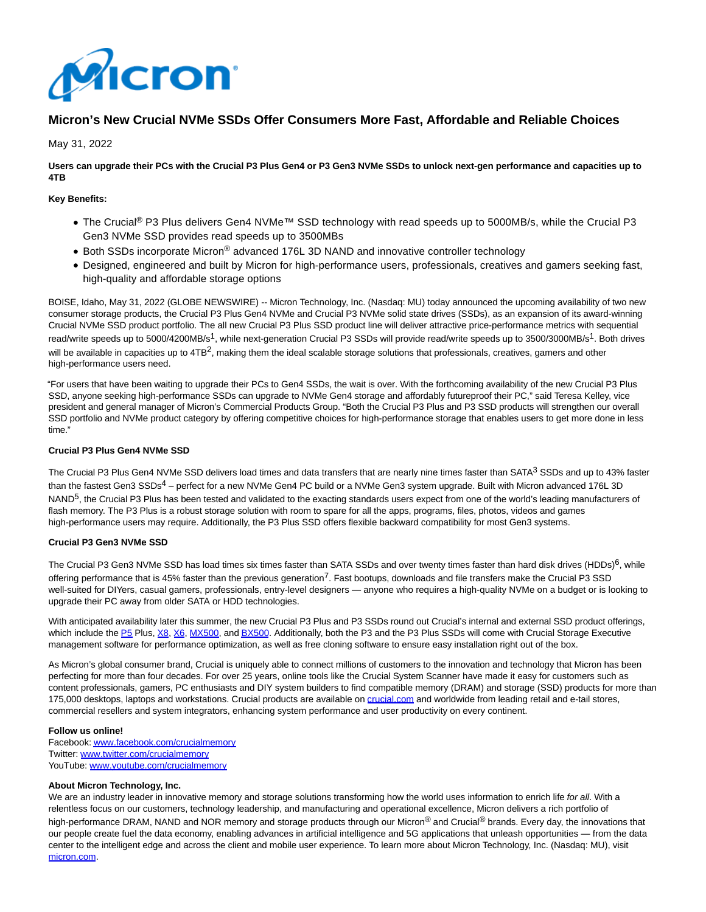# Micron's New Crucial NVMe SSDs Offer Consumers More Fast, Affordable and Reliable Choices

May 31, 2022

**Users can upgrade their PCs with the Crucial P3 Plus Gen4 or P3 Gen3 NVMe SSDs to unlock next-gen performance and capacities up to 4TB**

**Key Benefits:**

- The Crucial® P3 Plus delivers Gen4 NVMe™ SSD technology with read speeds up to 5000MB/s, while the Crucial P3 Gen3 NVMe SSD provides read speeds up to 3500MBs
- Both SSDs incorporate Micron® advanced 176L 3D NAND and innovative controller technology
- Designed, engineered and built by Micron for high-performance users, professionals, creatives and gamers seeking fast, high-quality and affordable storage options

BOISE, Idaho, May 31, 2022 (GLOBE NEWSWIRE) -- Micron Technology, Inc. (Nasdaq: MU) today announced the upcoming availability of two new consumer storage products, the Crucial P3 Plus Gen4 NVMe and Crucial P3 NVMe solid state drives (SSDs), as an expansion of its award-winning Crucial NVMe SSD product portfolio. The all new Crucial P3 Plus SSD product line will deliver attractive price-performance metrics with sequential read/write speeds up to 5000/4200MB/s[1], while next-generation Crucial P3 SSDs will provide read/write speeds up to 3500/3000MB/s[1]. Both drives will be available in capacities up to 4TB[2], making them the ideal scalable storage solutions that professionals, creatives, gamers and other high-performance users need.

"For users that have been waiting to upgrade their PCs to Gen4 SSDs, the wait is over. With the forthcoming availability of the new Crucial P3 Plus SSD, anyone seeking high-performance SSDs can upgrade to NVMe Gen4 storage and affordably futureproof their PC," said Teresa Kelley, vice president and general manager of Micron's Commercial Products Group. "Both the Crucial P3 Plus and P3 SSD products will strengthen our overall SSD portfolio and NVMe product category by offering competitive choices for high-performance storage that enables users to get more done in less time."

**Crucial P3 Plus Gen4 NVMe SSD**

The Crucial P3 Plus Gen4 NVMe SSD delivers load times and data transfers that are nearly nine times faster than SATA[3] SSDs and up to 43% faster than the fastest Gen3 SSDs[4] – perfect for a new NVMe Gen4 PC build or a NVMe Gen3 system upgrade. Built with Micron advanced 176L 3D NAND[5], the Crucial P3 Plus has been tested and validated to the exacting standards users expect from one of the world's leading manufacturers of flash memory. The P3 Plus is a robust storage solution with room to spare for all the apps, programs, files, photos, videos and games high-performance users may require. Additionally, the P3 Plus SSD offers flexible backward compatibility for most Gen3 systems.

**Crucial P3 Gen3 NVMe SSD**

The Crucial P3 Gen3 NVMe SSD has load times six times faster than SATA SSDs and over twenty times faster than hard disk drives (HDDs)[6], while offering performance that is 45% faster than the previous generation[7]. Fast bootups, downloads and file transfers make the Crucial P3 SSD well-suited for DIYers, casual gamers, professionals, entry-level designers — anyone who requires a high-quality NVMe on a budget or is looking to upgrade their PC away from older SATA or HDD technologies.

With anticipated availability later this summer, the new Crucial P3 Plus and P3 SSDs round out Crucial's internal and external SSD product offerings, which include the P5 Plus, X8, X6, MX500, and BX500. Additionally, both the P3 and the P3 Plus SSDs will come with Crucial Storage Executive management software for performance optimization, as well as free cloning software to ensure easy installation right out of the box.

As Micron's global consumer brand, Crucial is uniquely able to connect millions of customers to the innovation and technology that Micron has been perfecting for more than four decades. For over 25 years, online tools like the Crucial System Scanner have made it easy for customers such as content professionals, gamers, PC enthusiasts and DIY system builders to find compatible memory (DRAM) and storage (SSD) products for more than 175,000 desktops, laptops and workstations. Crucial products are available on crucial.com and worldwide from leading retail and e-tail stores, commercial resellers and system integrators, enhancing system performance and user productivity on every continent.

**Follow us online!**
Facebook: www.facebook.com/crucialmemory
Twitter: www.twitter.com/crucialmemory
YouTube: www.youtube.com/crucialmemory

**About Micron Technology, Inc.**
We are an industry leader in innovative memory and storage solutions transforming how the world uses information to enrich life *for all*. With a relentless focus on our customers, technology leadership, and manufacturing and operational excellence, Micron delivers a rich portfolio of high-performance DRAM, NAND and NOR memory and storage products through our Micron® and Crucial® brands. Every day, the innovations that our people create fuel the data economy, enabling advances in artificial intelligence and 5G applications that unleash opportunities — from the data center to the intelligent edge and across the client and mobile user experience. To learn more about Micron Technology, Inc. (Nasdaq: MU), visit micron.com.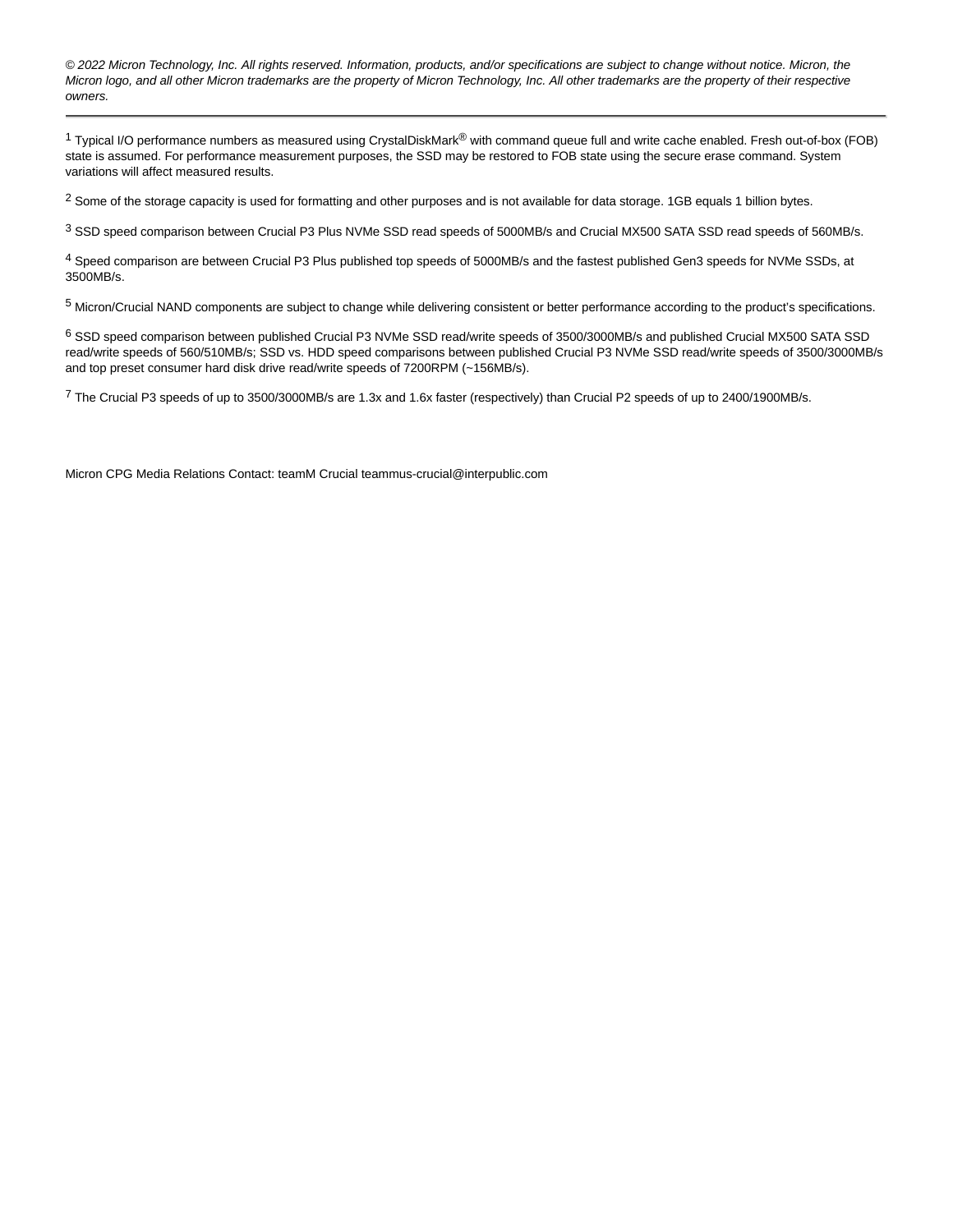*© 2022 Micron Technology, Inc. All rights reserved. Information, products, and/or specifications are subject to change without notice. Micron, the Micron logo, and all other Micron trademarks are the property of Micron Technology, Inc. All other trademarks are the property of their respective owners.*

---

[1] Typical I/O performance numbers as measured using CrystalDiskMark® with command queue full and write cache enabled. Fresh out-of-box (FOB) state is assumed. For performance measurement purposes, the SSD may be restored to FOB state using the secure erase command. System variations will affect measured results.

[2] Some of the storage capacity is used for formatting and other purposes and is not available for data storage. 1GB equals 1 billion bytes.

[3] SSD speed comparison between Crucial P3 Plus NVMe SSD read speeds of 5000MB/s and Crucial MX500 SATA SSD read speeds of 560MB/s.

[4] Speed comparison are between Crucial P3 Plus published top speeds of 5000MB/s and the fastest published Gen3 speeds for NVMe SSDs, at 3500MB/s.

[5] Micron/Crucial NAND components are subject to change while delivering consistent or better performance according to the product's specifications.

[6] SSD speed comparison between published Crucial P3 NVMe SSD read/write speeds of 3500/3000MB/s and published Crucial MX500 SATA SSD read/write speeds of 560/510MB/s; SSD vs. HDD speed comparisons between published Crucial P3 NVMe SSD read/write speeds of 3500/3000MB/s and top preset consumer hard disk drive read/write speeds of 7200RPM (~156MB/s).

[7] The Crucial P3 speeds of up to 3500/3000MB/s are 1.3x and 1.6x faster (respectively) than Crucial P2 speeds of up to 2400/1900MB/s.

Micron CPG Media Relations Contact: teamM Crucial teammus-crucial@interpublic.com